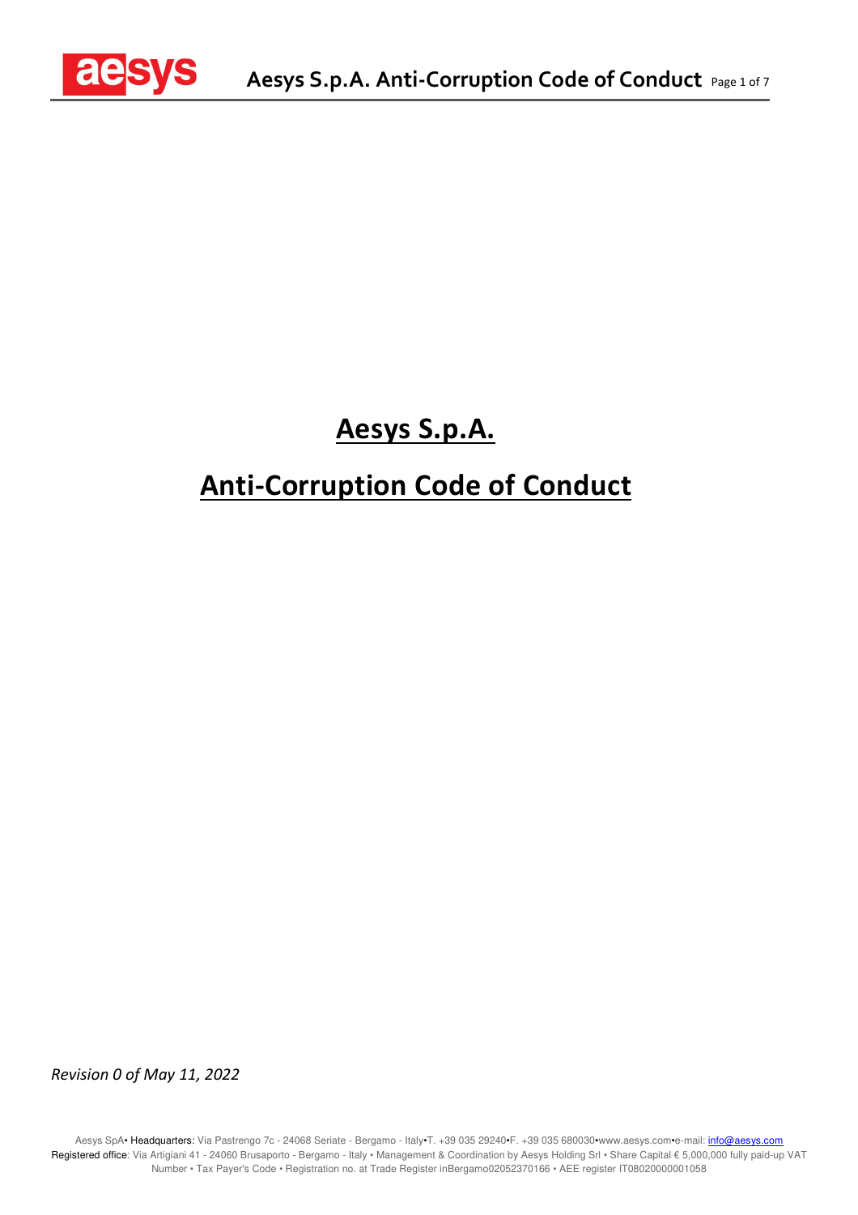# Aesys S.p.A.

# Anti-Corruption Code of Conduct

*Revision 0 of May 11, 2022*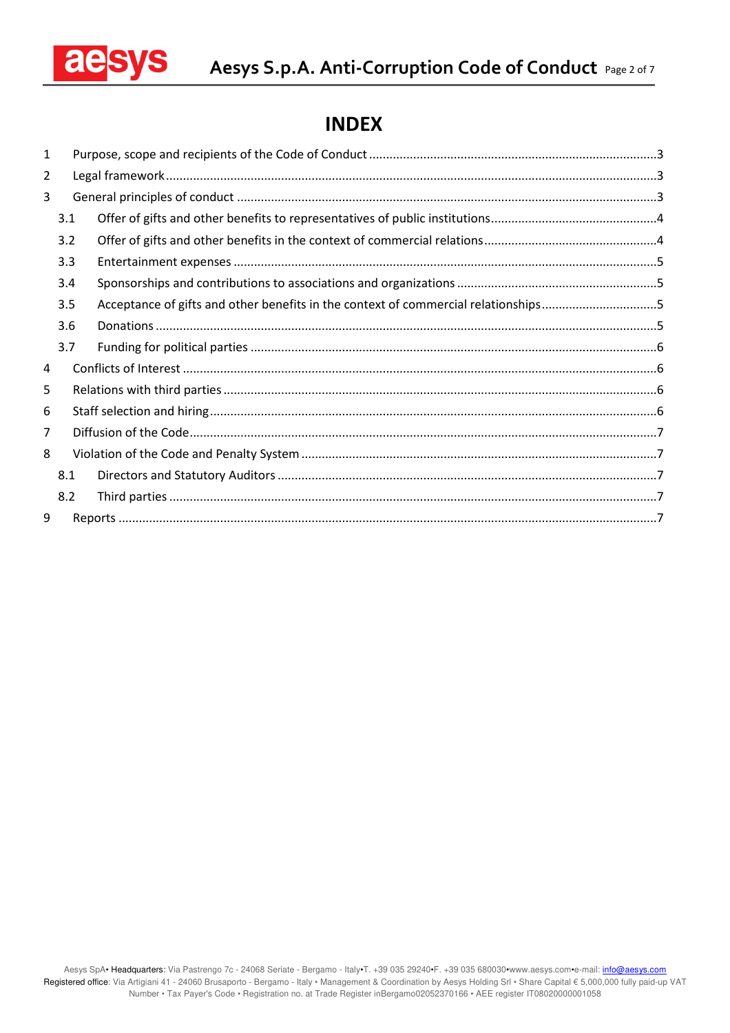# INDEX

1 Purpose, scope and recipients of the Code of Conduct ....................3
2 Legal framework ....................3
3 General principles of conduct ....................3
 3.1 Offer of gifts and other benefits to representatives of public institutions ....................4
 3.2 Offer of gifts and other benefits in the context of commercial relations ....................4
 3.3 Entertainment expenses ....................5
 3.4 Sponsorships and contributions to associations and organizations ....................5
 3.5 Acceptance of gifts and other benefits in the context of commercial relationships ....................5
 3.6 Donations ....................5
 3.7 Funding for political parties ....................6
4 Conflicts of Interest ....................6
5 Relations with third parties ....................6
6 Staff selection and hiring ....................6
7 Diffusion of the Code ....................7
8 Violation of the Code and Penalty System ....................7
 8.1 Directors and Statutory Auditors ....................7
 8.2 Third parties ....................7
9 Reports ....................7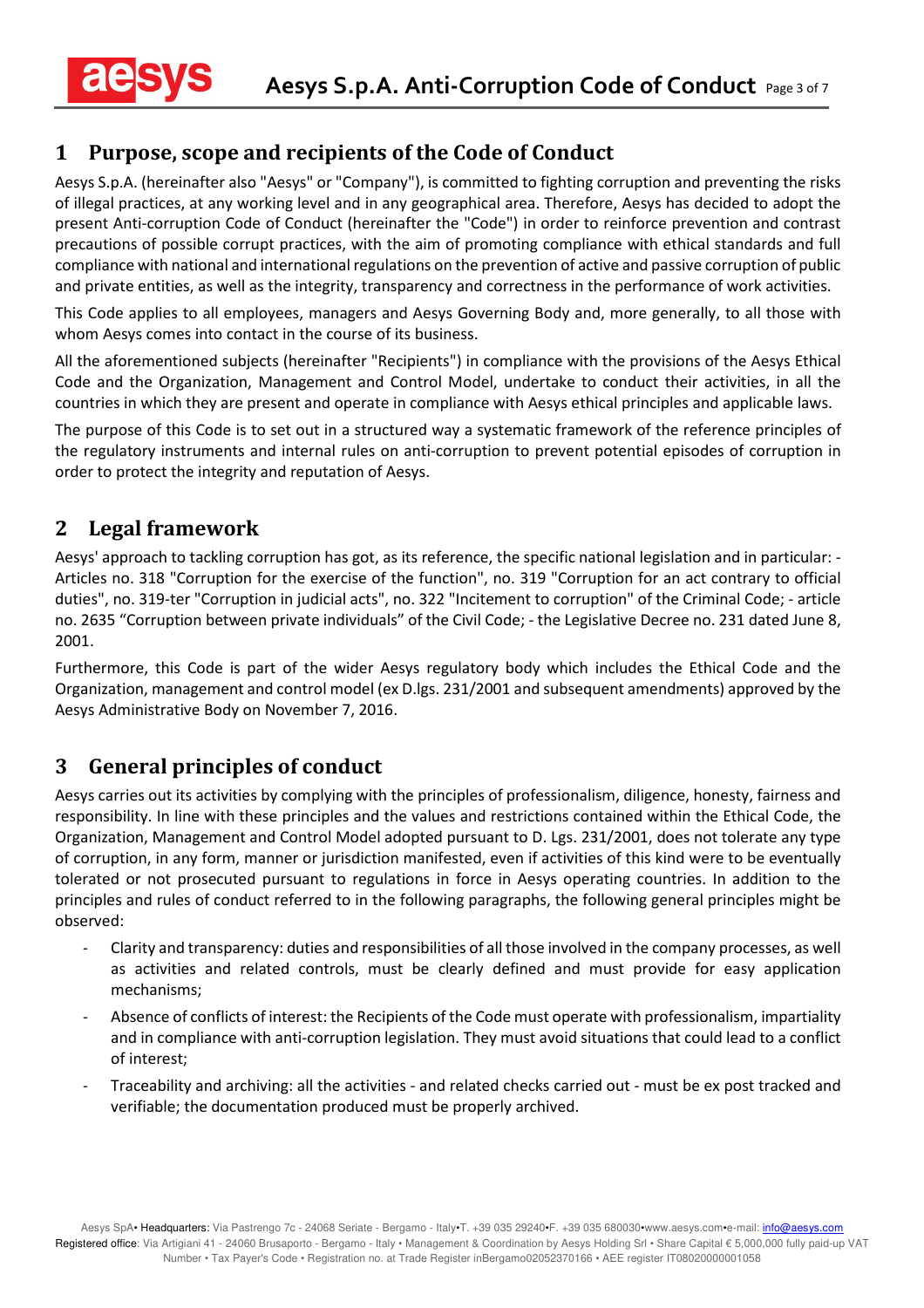## 1 Purpose, scope and recipients of the Code of Conduct

Aesys S.p.A. (hereinafter also "Aesys" or "Company"), is committed to fighting corruption and preventing the risks of illegal practices, at any working level and in any geographical area. Therefore, Aesys has decided to adopt the present Anti-corruption Code of Conduct (hereinafter the "Code") in order to reinforce prevention and contrast precautions of possible corrupt practices, with the aim of promoting compliance with ethical standards and full compliance with national and international regulations on the prevention of active and passive corruption of public and private entities, as well as the integrity, transparency and correctness in the performance of work activities.

This Code applies to all employees, managers and Aesys Governing Body and, more generally, to all those with whom Aesys comes into contact in the course of its business.

All the aforementioned subjects (hereinafter "Recipients") in compliance with the provisions of the Aesys Ethical Code and the Organization, Management and Control Model, undertake to conduct their activities, in all the countries in which they are present and operate in compliance with Aesys ethical principles and applicable laws.

The purpose of this Code is to set out in a structured way a systematic framework of the reference principles of the regulatory instruments and internal rules on anti-corruption to prevent potential episodes of corruption in order to protect the integrity and reputation of Aesys.

## 2 Legal framework

Aesys' approach to tackling corruption has got, as its reference, the specific national legislation and in particular: - Articles no. 318 "Corruption for the exercise of the function", no. 319 "Corruption for an act contrary to official duties", no. 319-ter "Corruption in judicial acts", no. 322 "Incitement to corruption" of the Criminal Code; - article no. 2635 "Corruption between private individuals" of the Civil Code; - the Legislative Decree no. 231 dated June 8, 2001.

Furthermore, this Code is part of the wider Aesys regulatory body which includes the Ethical Code and the Organization, management and control model (ex D.lgs. 231/2001 and subsequent amendments) approved by the Aesys Administrative Body on November 7, 2016.

## 3 General principles of conduct

Aesys carries out its activities by complying with the principles of professionalism, diligence, honesty, fairness and responsibility. In line with these principles and the values and restrictions contained within the Ethical Code, the Organization, Management and Control Model adopted pursuant to D. Lgs. 231/2001, does not tolerate any type of corruption, in any form, manner or jurisdiction manifested, even if activities of this kind were to be eventually tolerated or not prosecuted pursuant to regulations in force in Aesys operating countries. In addition to the principles and rules of conduct referred to in the following paragraphs, the following general principles might be observed:

- Clarity and transparency: duties and responsibilities of all those involved in the company processes, as well as activities and related controls, must be clearly defined and must provide for easy application mechanisms;
- Absence of conflicts of interest: the Recipients of the Code must operate with professionalism, impartiality and in compliance with anti-corruption legislation. They must avoid situations that could lead to a conflict of interest;
- Traceability and archiving: all the activities - and related checks carried out - must be ex post tracked and verifiable; the documentation produced must be properly archived.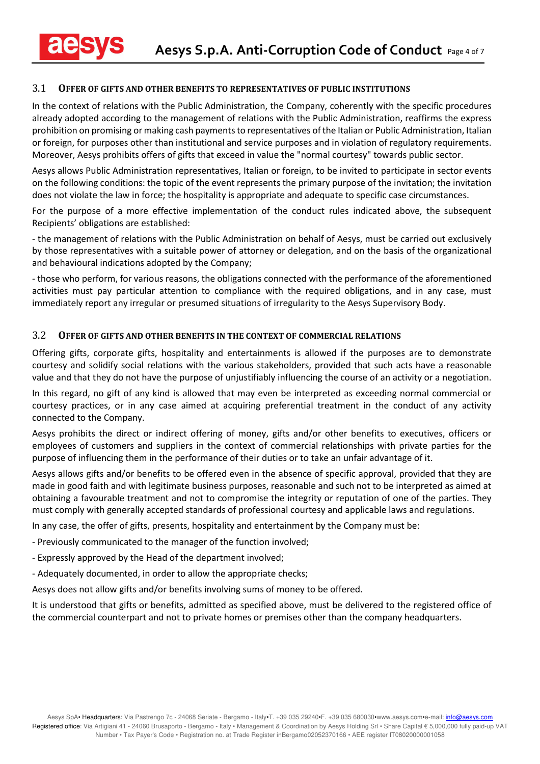### 3.1 Offer of gifts and other benefits to representatives of public institutions

In the context of relations with the Public Administration, the Company, coherently with the specific procedures already adopted according to the management of relations with the Public Administration, reaffirms the express prohibition on promising or making cash payments to representatives of the Italian or Public Administration, Italian or foreign, for purposes other than institutional and service purposes and in violation of regulatory requirements. Moreover, Aesys prohibits offers of gifts that exceed in value the "normal courtesy" towards public sector.

Aesys allows Public Administration representatives, Italian or foreign, to be invited to participate in sector events on the following conditions: the topic of the event represents the primary purpose of the invitation; the invitation does not violate the law in force; the hospitality is appropriate and adequate to specific case circumstances.

For the purpose of a more effective implementation of the conduct rules indicated above, the subsequent Recipients' obligations are established:

- the management of relations with the Public Administration on behalf of Aesys, must be carried out exclusively by those representatives with a suitable power of attorney or delegation, and on the basis of the organizational and behavioural indications adopted by the Company;
- those who perform, for various reasons, the obligations connected with the performance of the aforementioned activities must pay particular attention to compliance with the required obligations, and in any case, must immediately report any irregular or presumed situations of irregularity to the Aesys Supervisory Body.

### 3.2 Offer of gifts and other benefits in the context of commercial relations

Offering gifts, corporate gifts, hospitality and entertainments is allowed if the purposes are to demonstrate courtesy and solidify social relations with the various stakeholders, provided that such acts have a reasonable value and that they do not have the purpose of unjustifiably influencing the course of an activity or a negotiation.

In this regard, no gift of any kind is allowed that may even be interpreted as exceeding normal commercial or courtesy practices, or in any case aimed at acquiring preferential treatment in the conduct of any activity connected to the Company.

Aesys prohibits the direct or indirect offering of money, gifts and/or other benefits to executives, officers or employees of customers and suppliers in the context of commercial relationships with private parties for the purpose of influencing them in the performance of their duties or to take an unfair advantage of it.

Aesys allows gifts and/or benefits to be offered even in the absence of specific approval, provided that they are made in good faith and with legitimate business purposes, reasonable and such not to be interpreted as aimed at obtaining a favourable treatment and not to compromise the integrity or reputation of one of the parties. They must comply with generally accepted standards of professional courtesy and applicable laws and regulations.

In any case, the offer of gifts, presents, hospitality and entertainment by the Company must be:

- Previously communicated to the manager of the function involved;
- Expressly approved by the Head of the department involved;
- Adequately documented, in order to allow the appropriate checks;

Aesys does not allow gifts and/or benefits involving sums of money to be offered.

It is understood that gifts or benefits, admitted as specified above, must be delivered to the registered office of the commercial counterpart and not to private homes or premises other than the company headquarters.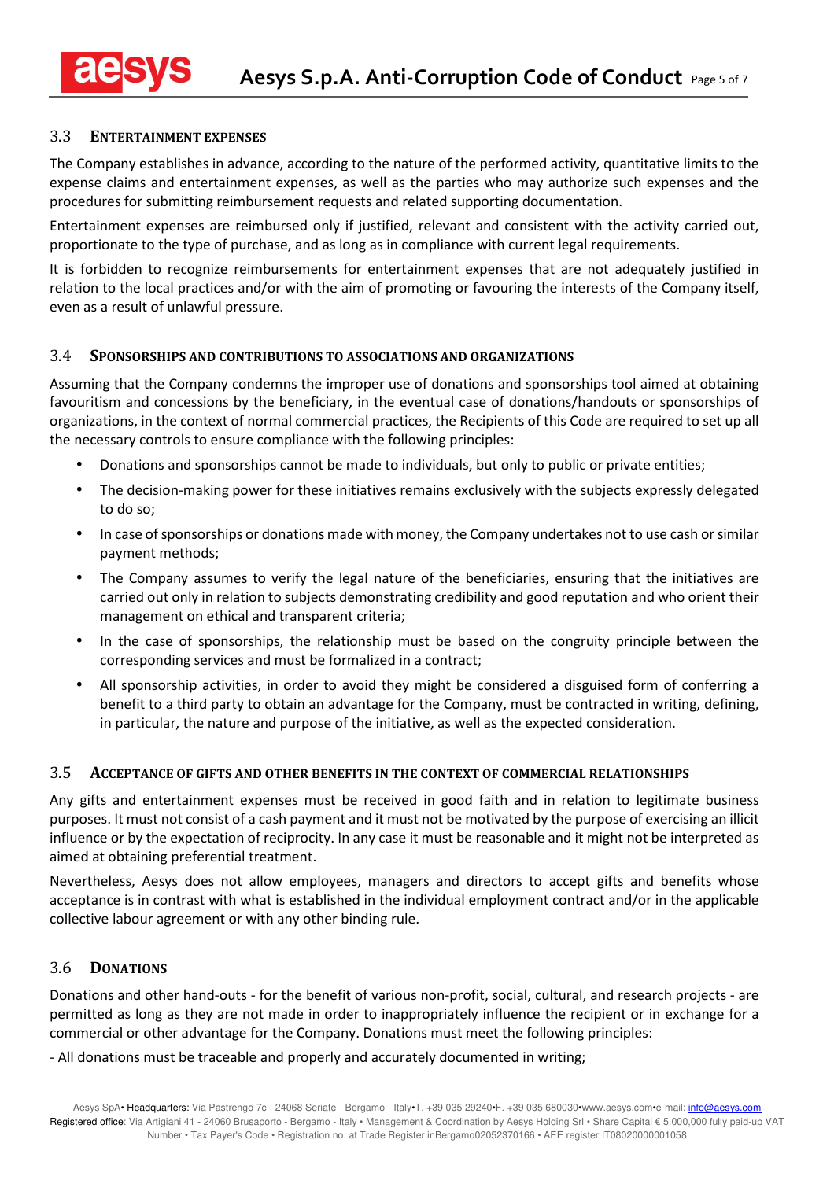### 3.3 Entertainment expenses

The Company establishes in advance, according to the nature of the performed activity, quantitative limits to the expense claims and entertainment expenses, as well as the parties who may authorize such expenses and the procedures for submitting reimbursement requests and related supporting documentation.

Entertainment expenses are reimbursed only if justified, relevant and consistent with the activity carried out, proportionate to the type of purchase, and as long as in compliance with current legal requirements.

It is forbidden to recognize reimbursements for entertainment expenses that are not adequately justified in relation to the local practices and/or with the aim of promoting or favouring the interests of the Company itself, even as a result of unlawful pressure.

### 3.4 Sponsorships and contributions to associations and organizations

Assuming that the Company condemns the improper use of donations and sponsorships tool aimed at obtaining favouritism and concessions by the beneficiary, in the eventual case of donations/handouts or sponsorships of organizations, in the context of normal commercial practices, the Recipients of this Code are required to set up all the necessary controls to ensure compliance with the following principles:

- Donations and sponsorships cannot be made to individuals, but only to public or private entities;
- The decision-making power for these initiatives remains exclusively with the subjects expressly delegated to do so;
- In case of sponsorships or donations made with money, the Company undertakes not to use cash or similar payment methods;
- The Company assumes to verify the legal nature of the beneficiaries, ensuring that the initiatives are carried out only in relation to subjects demonstrating credibility and good reputation and who orient their management on ethical and transparent criteria;
- In the case of sponsorships, the relationship must be based on the congruity principle between the corresponding services and must be formalized in a contract;
- All sponsorship activities, in order to avoid they might be considered a disguised form of conferring a benefit to a third party to obtain an advantage for the Company, must be contracted in writing, defining, in particular, the nature and purpose of the initiative, as well as the expected consideration.

### 3.5 Acceptance of gifts and other benefits in the context of commercial relationships

Any gifts and entertainment expenses must be received in good faith and in relation to legitimate business purposes. It must not consist of a cash payment and it must not be motivated by the purpose of exercising an illicit influence or by the expectation of reciprocity. In any case it must be reasonable and it might not be interpreted as aimed at obtaining preferential treatment.

Nevertheless, Aesys does not allow employees, managers and directors to accept gifts and benefits whose acceptance is in contrast with what is established in the individual employment contract and/or in the applicable collective labour agreement or with any other binding rule.

### 3.6 Donations

Donations and other hand-outs - for the benefit of various non-profit, social, cultural, and research projects - are permitted as long as they are not made in order to inappropriately influence the recipient or in exchange for a commercial or other advantage for the Company. Donations must meet the following principles:

- All donations must be traceable and properly and accurately documented in writing;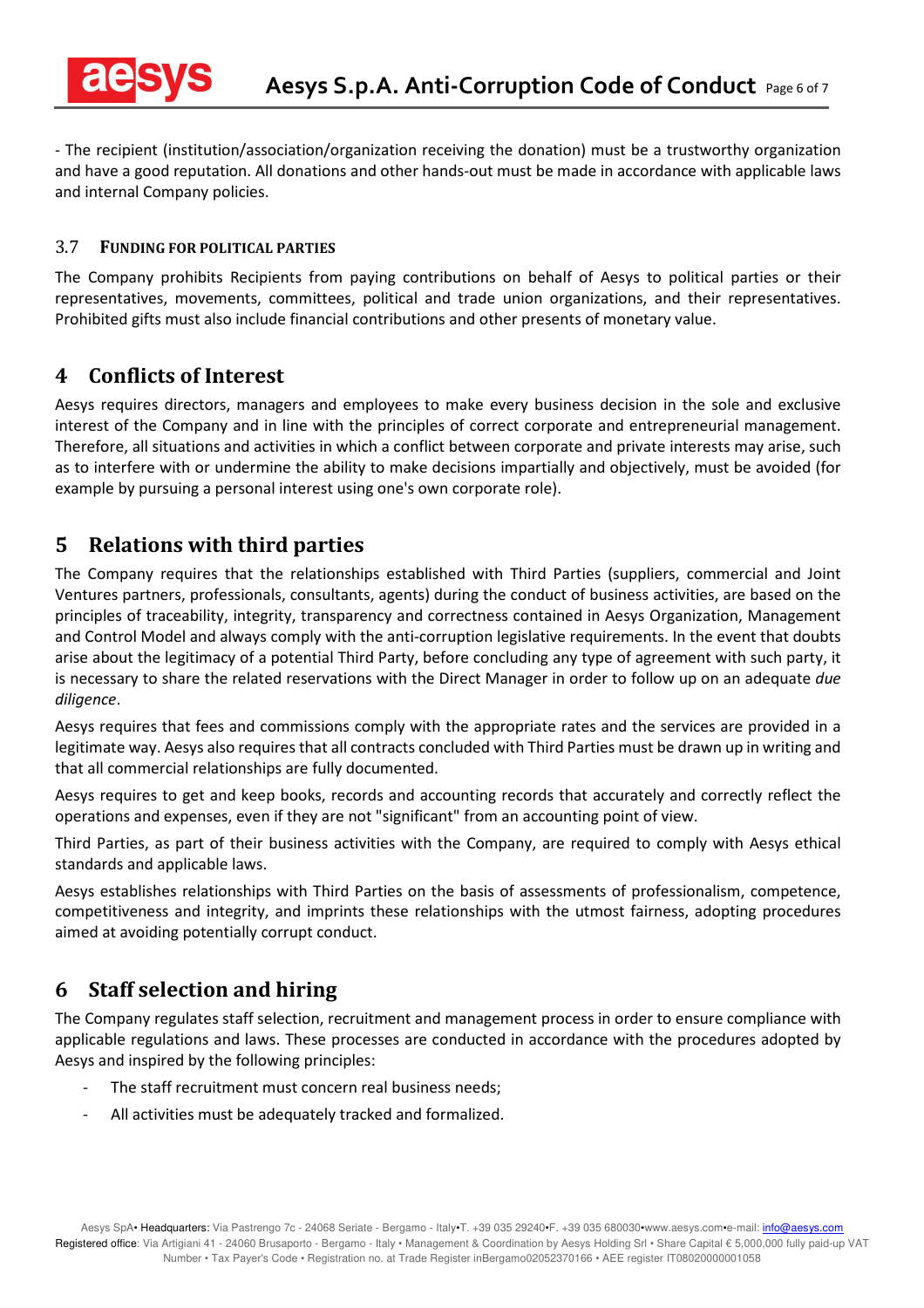- The recipient (institution/association/organization receiving the donation) must be a trustworthy organization and have a good reputation. All donations and other hands-out must be made in accordance with applicable laws and internal Company policies.

### 3.7 Funding for political parties

The Company prohibits Recipients from paying contributions on behalf of Aesys to political parties or their representatives, movements, committees, political and trade union organizations, and their representatives. Prohibited gifts must also include financial contributions and other presents of monetary value.

## 4 Conflicts of Interest

Aesys requires directors, managers and employees to make every business decision in the sole and exclusive interest of the Company and in line with the principles of correct corporate and entrepreneurial management. Therefore, all situations and activities in which a conflict between corporate and private interests may arise, such as to interfere with or undermine the ability to make decisions impartially and objectively, must be avoided (for example by pursuing a personal interest using one's own corporate role).

## 5 Relations with third parties

The Company requires that the relationships established with Third Parties (suppliers, commercial and Joint Ventures partners, professionals, consultants, agents) during the conduct of business activities, are based on the principles of traceability, integrity, transparency and correctness contained in Aesys Organization, Management and Control Model and always comply with the anti-corruption legislative requirements. In the event that doubts arise about the legitimacy of a potential Third Party, before concluding any type of agreement with such party, it is necessary to share the related reservations with the Direct Manager in order to follow up on an adequate *due diligence*.

Aesys requires that fees and commissions comply with the appropriate rates and the services are provided in a legitimate way. Aesys also requires that all contracts concluded with Third Parties must be drawn up in writing and that all commercial relationships are fully documented.

Aesys requires to get and keep books, records and accounting records that accurately and correctly reflect the operations and expenses, even if they are not "significant" from an accounting point of view.

Third Parties, as part of their business activities with the Company, are required to comply with Aesys ethical standards and applicable laws.

Aesys establishes relationships with Third Parties on the basis of assessments of professionalism, competence, competitiveness and integrity, and imprints these relationships with the utmost fairness, adopting procedures aimed at avoiding potentially corrupt conduct.

## 6 Staff selection and hiring

The Company regulates staff selection, recruitment and management process in order to ensure compliance with applicable regulations and laws. These processes are conducted in accordance with the procedures adopted by Aesys and inspired by the following principles:

- The staff recruitment must concern real business needs;
- All activities must be adequately tracked and formalized.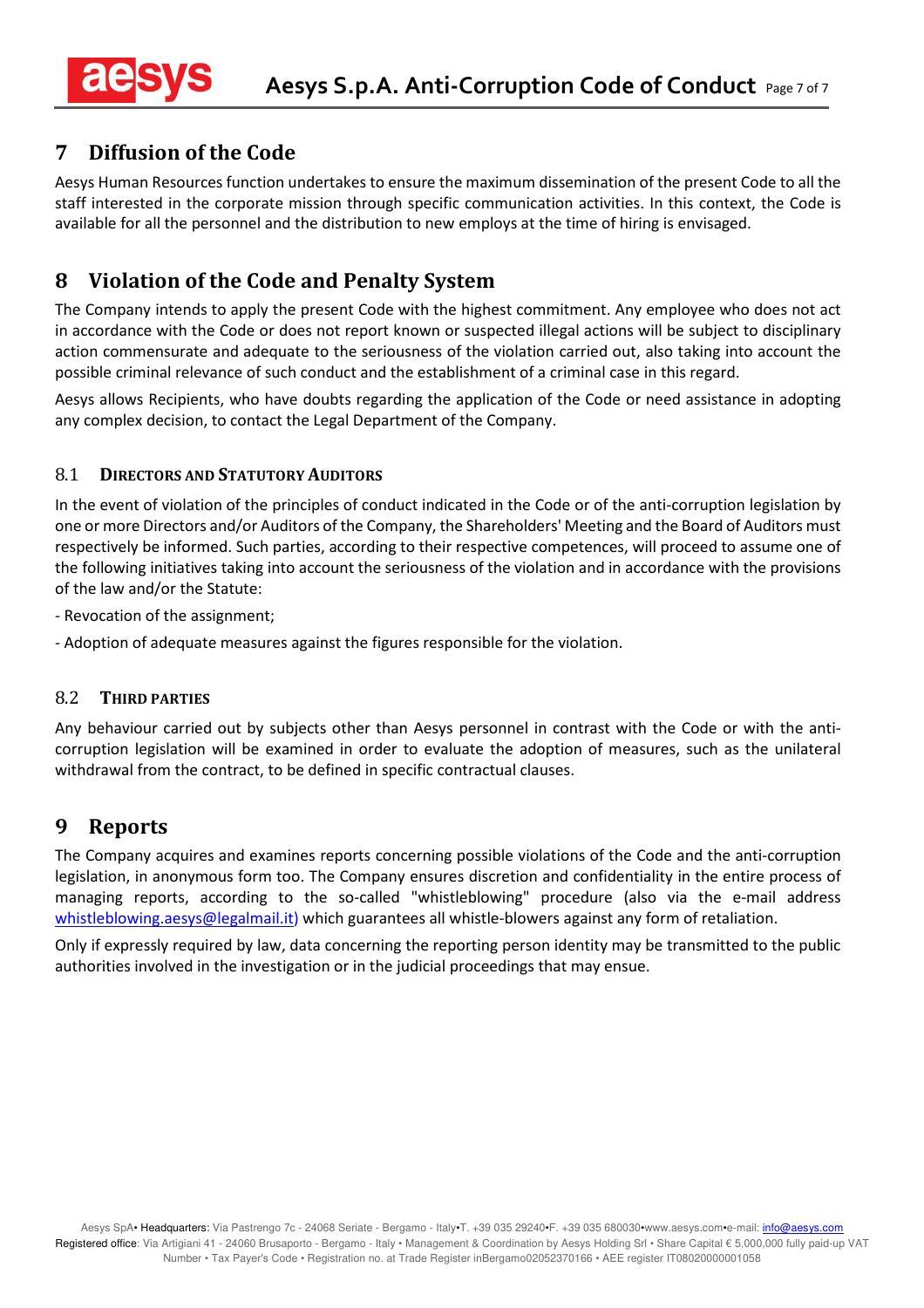## 7 Diffusion of the Code

Aesys Human Resources function undertakes to ensure the maximum dissemination of the present Code to all the staff interested in the corporate mission through specific communication activities. In this context, the Code is available for all the personnel and the distribution to new employs at the time of hiring is envisaged.

## 8 Violation of the Code and Penalty System

The Company intends to apply the present Code with the highest commitment. Any employee who does not act in accordance with the Code or does not report known or suspected illegal actions will be subject to disciplinary action commensurate and adequate to the seriousness of the violation carried out, also taking into account the possible criminal relevance of such conduct and the establishment of a criminal case in this regard.

Aesys allows Recipients, who have doubts regarding the application of the Code or need assistance in adopting any complex decision, to contact the Legal Department of the Company.

### 8.1 Directors and Statutory Auditors

In the event of violation of the principles of conduct indicated in the Code or of the anti-corruption legislation by one or more Directors and/or Auditors of the Company, the Shareholders' Meeting and the Board of Auditors must respectively be informed. Such parties, according to their respective competences, will proceed to assume one of the following initiatives taking into account the seriousness of the violation and in accordance with the provisions of the law and/or the Statute:

- Revocation of the assignment;

- Adoption of adequate measures against the figures responsible for the violation.

### 8.2 Third Parties

Any behaviour carried out by subjects other than Aesys personnel in contrast with the Code or with the anti-corruption legislation will be examined in order to evaluate the adoption of measures, such as the unilateral withdrawal from the contract, to be defined in specific contractual clauses.

## 9 Reports

The Company acquires and examines reports concerning possible violations of the Code and the anti-corruption legislation, in anonymous form too. The Company ensures discretion and confidentiality in the entire process of managing reports, according to the so-called "whistleblowing" procedure (also via the e-mail address whistleblowing.aesys@legalmail.it) which guarantees all whistle-blowers against any form of retaliation.

Only if expressly required by law, data concerning the reporting person identity may be transmitted to the public authorities involved in the investigation or in the judicial proceedings that may ensue.